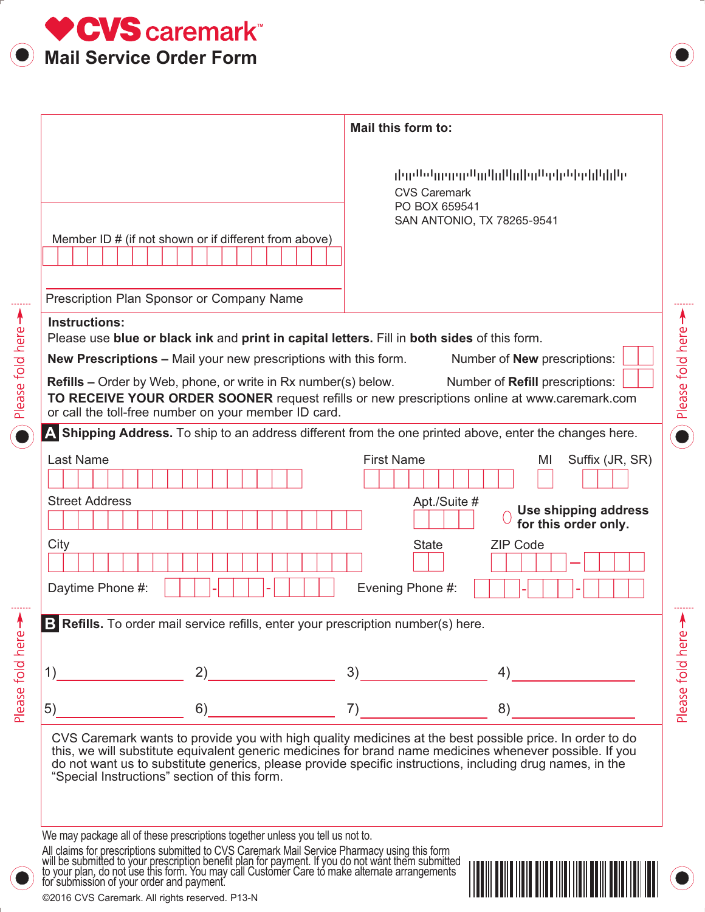# CVS caremark™

## Mail Service Order Form

Member ID # (if not shown or if different from above)

Prescription Plan Sponsor or Company Name

**Mail this form to:**

CVS Caremark
PO BOX 659541
SAN ANTONIO, TX 78265-9541

**Instructions:**
Please use **blue or black ink** and **print in capital letters.** Fill in **both sides** of this form.

**New Prescriptions –** Mail your new prescriptions with this form. Number of **New** prescriptions:

**Refills –** Order by Web, phone, or write in Rx number(s) below. Number of **Refill** prescriptions:

**TO RECEIVE YOUR ORDER SOONER** request refills or new prescriptions online at www.caremark.com or call the toll-free number on your member ID card.

**A Shipping Address.** To ship to an address different from the one printed above, enter the changes here.

Last Name | First Name | MI | Suffix (JR, SR)

Street Address | Apt./Suite #

○ **Use shipping address for this order only.**

City | State | ZIP Code

Daytime Phone #: - - | Evening Phone #: - -

**B Refills.** To order mail service refills, enter your prescription number(s) here.

1)________ 2)________ 3)________ 4)________

5)________ 6)________ 7)________ 8)________

CVS Caremark wants to provide you with high quality medicines at the best possible price. In order to do this, we will substitute equivalent generic medicines for brand name medicines whenever possible. If you do not want us to substitute generics, please provide specific instructions, including drug names, in the "Special Instructions" section of this form.

We may package all of these prescriptions together unless you tell us not to.

All claims for prescriptions submitted to CVS Caremark Mail Service Pharmacy using this form will be submitted to your prescription benefit plan for payment. If you do not want them submitted to your plan, do not use this form. You may call Customer Care to make alternate arrangements for submission of your order and payment.

©2016 CVS Caremark. All rights reserved. P13-N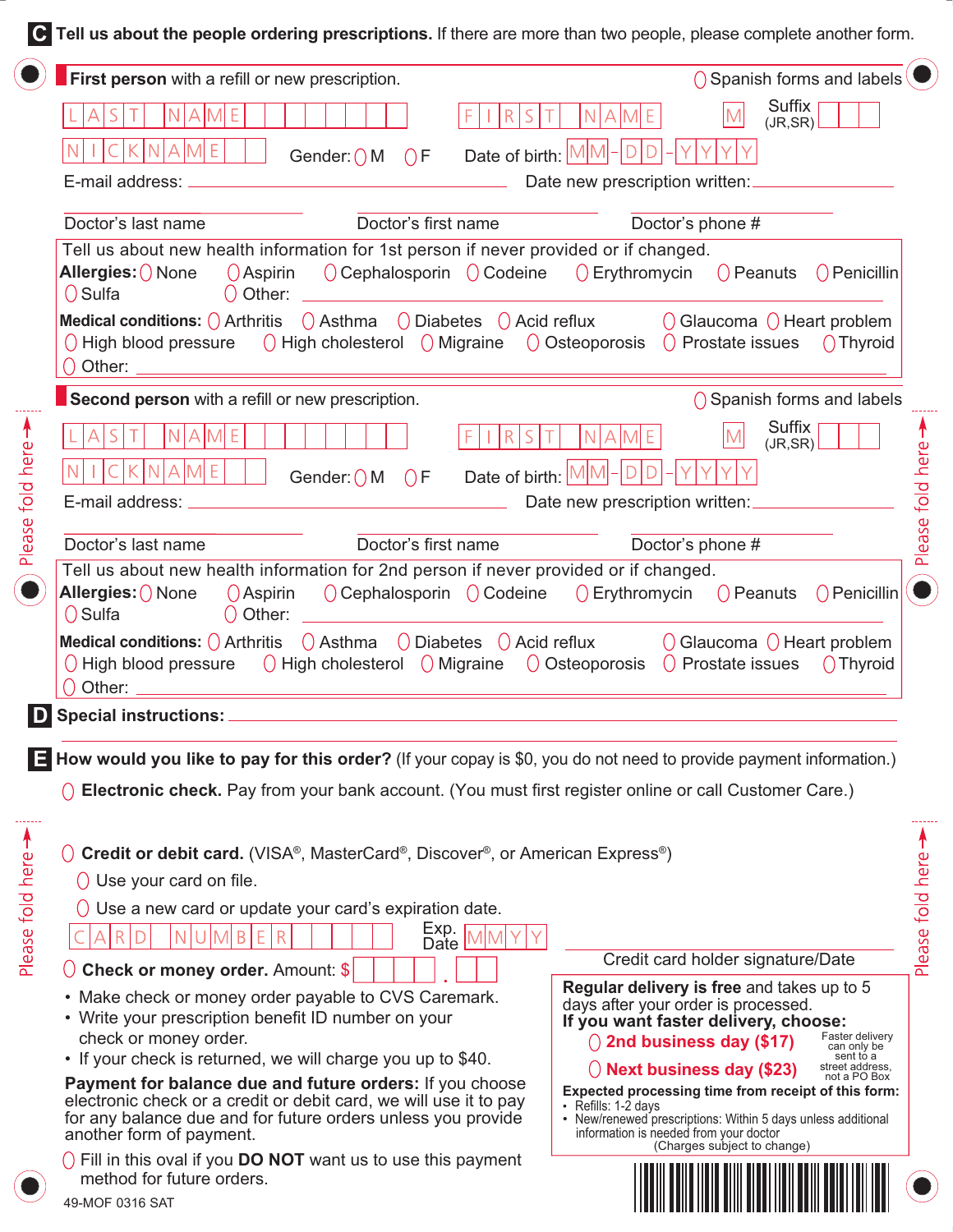## C Tell us about the people ordering prescriptions. If there are more than two people, please complete another form.

### First person with a refill or new prescription.

◯ Spanish forms and labels

LAST NAME | FIRST NAME | M | Suffix (JR,SR)

NICKNAME | Gender: ◯ M ◯ F | Date of birth: MM-DD-YYYY

E-mail address: ____________________ Date new prescription written: ____________________

Doctor's last name ____________________ Doctor's first name ____________________ Doctor's phone # ____________________

Tell us about new health information for 1st person if never provided or if changed.

**Allergies:** ◯ None ◯ Aspirin ◯ Cephalosporin ◯ Codeine ◯ Erythromycin ◯ Peanuts ◯ Penicillin ◯ Sulfa ◯ Other: ____________________

**Medical conditions:** ◯ Arthritis ◯ Asthma ◯ Diabetes ◯ Acid reflux ◯ Glaucoma ◯ Heart problem ◯ High blood pressure ◯ High cholesterol ◯ Migraine ◯ Osteoporosis ◯ Prostate issues ◯ Thyroid ◯ Other: ____________________

### Second person with a refill or new prescription.

◯ Spanish forms and labels

LAST NAME | FIRST NAME | M | Suffix (JR,SR)

NICKNAME | Gender: ◯ M ◯ F | Date of birth: MM-DD-YYYY

E-mail address: ____________________ Date new prescription written: ____________________

Doctor's last name ____________________ Doctor's first name ____________________ Doctor's phone # ____________________

Tell us about new health information for 2nd person if never provided or if changed.

**Allergies:** ◯ None ◯ Aspirin ◯ Cephalosporin ◯ Codeine ◯ Erythromycin ◯ Peanuts ◯ Penicillin ◯ Sulfa ◯ Other: ____________________

**Medical conditions:** ◯ Arthritis ◯ Asthma ◯ Diabetes ◯ Acid reflux ◯ Glaucoma ◯ Heart problem ◯ High blood pressure ◯ High cholesterol ◯ Migraine ◯ Osteoporosis ◯ Prostate issues ◯ Thyroid ◯ Other: ____________________

## D Special instructions: ____________________

## E How would you like to pay for this order? (If your copay is $0, you do not need to provide payment information.)

◯ **Electronic check.** Pay from your bank account. (You must first register online or call Customer Care.)

◯ **Credit or debit card.** (VISA®, MasterCard®, Discover®, or American Express®)

◯ Use your card on file.

◯ Use a new card or update your card's expiration date.

CARD NUMBER | Exp. Date MMYY

Credit card holder signature/Date ____________________

◯ **Check or money order.** Amount: $ ____ . __

- Make check or money order payable to CVS Caremark.
- Write your prescription benefit ID number on your check or money order.
- If your check is returned, we will charge you up to $40.

**Payment for balance due and future orders:** If you choose electronic check or a credit or debit card, we will use it to pay for any balance due and for future orders unless you provide another form of payment.

◯ Fill in this oval if you **DO NOT** want us to use this payment method for future orders.

**Regular delivery is free** and takes up to 5 days after your order is processed.
**If you want faster delivery, choose:**

◯ **2nd business day ($17)**

◯ **Next business day ($23)**

Faster delivery can only be sent to a street address, not a PO Box

**Expected processing time from receipt of this form:**

- Refills: 1-2 days
- New/renewed prescriptions: Within 5 days unless additional information is needed from your doctor

(Charges subject to change)

Please fold here

49-MOF 0316 SAT